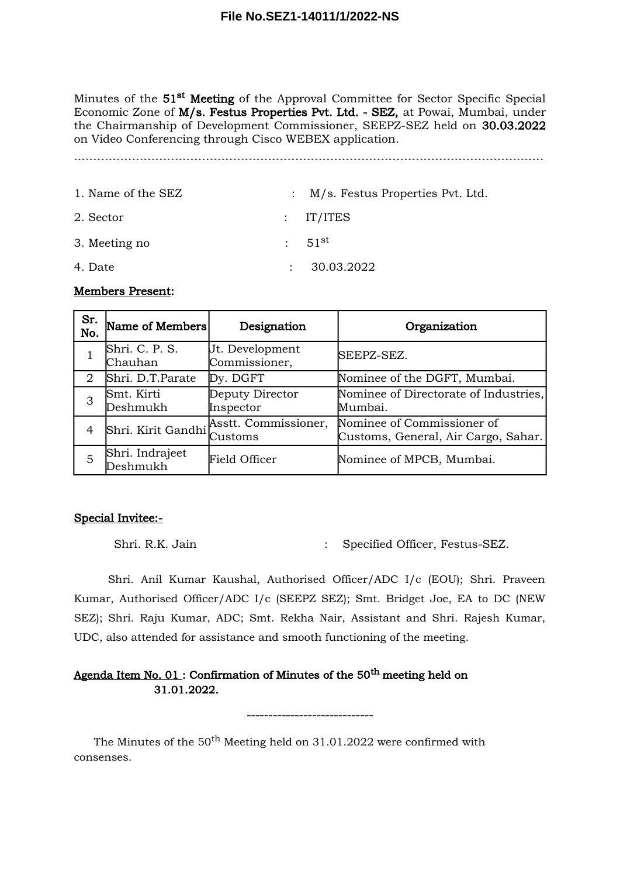File No.SEZ1-14011/1/2022-NS

Minutes of the **51st Meeting** of the Approval Committee for Sector Specific Special Economic Zone of **M/s. Festus Properties Pvt. Ltd. - SEZ,** at Powai, Mumbai, under the Chairmanship of Development Commissioner, SEEPZ-SEZ held on **30.03.2022** on Video Conferencing through Cisco WEBEX application.

1. Name of the SEZ : M/s. Festus Properties Pvt. Ltd.
2. Sector : IT/ITES
3. Meeting no : 51st
4. Date : 30.03.2022

**Members Present:**

| Sr. No. | Name of Members | Designation | Organization |
|---|---|---|---|
| 1 | Shri. C. P. S. Chauhan | Jt. Development Commissioner, | SEEPZ-SEZ. |
| 2 | Shri. D.T.Parate | Dy. DGFT | Nominee of the DGFT, Mumbai. |
| 3 | Smt. Kirti Deshmukh | Deputy Director Inspector | Nominee of Directorate of Industries, Mumbai. |
| 4 | Shri. Kirit Gandhi | Asstt. Commissioner, Customs | Nominee of Commissioner of Customs, General, Air Cargo, Sahar. |
| 5 | Shri. Indrajeet Deshmukh | Field Officer | Nominee of MPCB, Mumbai. |

**Special Invitee:-**

Shri. R.K. Jain : Specified Officer, Festus-SEZ.

Shri. Anil Kumar Kaushal, Authorised Officer/ADC I/c (EOU); Shri. Praveen Kumar, Authorised Officer/ADC I/c (SEEPZ SEZ); Smt. Bridget Joe, EA to DC (NEW SEZ); Shri. Raju Kumar, ADC; Smt. Rekha Nair, Assistant and Shri. Rajesh Kumar, UDC, also attended for assistance and smooth functioning of the meeting.

**Agenda Item No. 01 : Confirmation of Minutes of the 50th meeting held on 31.01.2022.**

-----------------------------

The Minutes of the 50th Meeting held on 31.01.2022 were confirmed with consenses.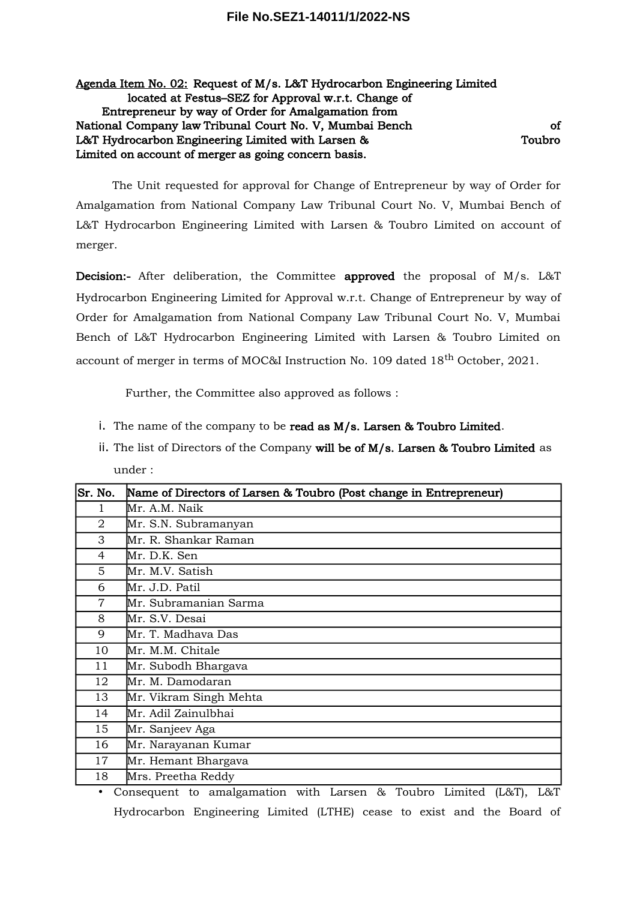**Agenda Item No. 02: Request of M/s. L&T Hydrocarbon Engineering Limited located at Festus–SEZ for Approval w.r.t. Change of Entrepreneur by way of Order for Amalgamation from National Company law Tribunal Court No. V, Mumbai Bench of L&T Hydrocarbon Engineering Limited with Larsen & Toubro Limited on account of merger as going concern basis.**

The Unit requested for approval for Change of Entrepreneur by way of Order for Amalgamation from National Company Law Tribunal Court No. V, Mumbai Bench of L&T Hydrocarbon Engineering Limited with Larsen & Toubro Limited on account of merger.

**Decision:-** After deliberation, the Committee **approved** the proposal of M/s. L&T Hydrocarbon Engineering Limited for Approval w.r.t. Change of Entrepreneur by way of Order for Amalgamation from National Company Law Tribunal Court No. V, Mumbai Bench of L&T Hydrocarbon Engineering Limited with Larsen & Toubro Limited on account of merger in terms of MOC&I Instruction No. 109 dated 18th October, 2021.

Further, the Committee also approved as follows :

i. The name of the company to be **read as M/s. Larsen & Toubro Limited**.
ii. The list of Directors of the Company **will be of M/s. Larsen & Toubro Limited** as under :

| Sr. No. | Name of Directors of Larsen & Toubro (Post change in Entrepreneur) |
|---|---|
| 1 | Mr. A.M. Naik |
| 2 | Mr. S.N. Subramanyan |
| 3 | Mr. R. Shankar Raman |
| 4 | Mr. D.K. Sen |
| 5 | Mr. M.V. Satish |
| 6 | Mr. J.D. Patil |
| 7 | Mr. Subramanian Sarma |
| 8 | Mr. S.V. Desai |
| 9 | Mr. T. Madhava Das |
| 10 | Mr. M.M. Chitale |
| 11 | Mr. Subodh Bhargava |
| 12 | Mr. M. Damodaran |
| 13 | Mr. Vikram Singh Mehta |
| 14 | Mr. Adil Zainulbhai |
| 15 | Mr. Sanjeev Aga |
| 16 | Mr. Narayanan Kumar |
| 17 | Mr. Hemant Bhargava |
| 18 | Mrs. Preetha Reddy |

- Consequent to amalgamation with Larsen & Toubro Limited (L&T), L&T Hydrocarbon Engineering Limited (LTHE) cease to exist and the Board of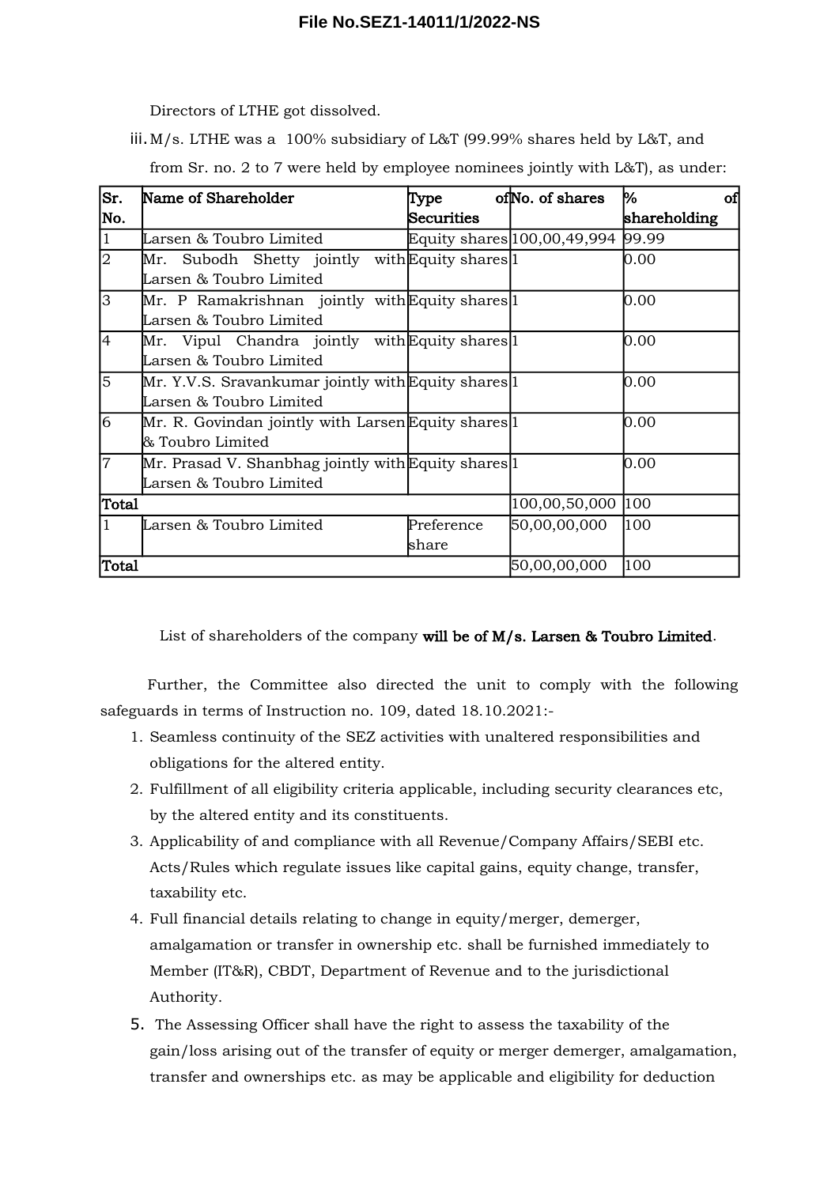Directors of LTHE got dissolved.

iii. M/s. LTHE was a 100% subsidiary of L&T (99.99% shares held by L&T, and from Sr. no. 2 to 7 were held by employee nominees jointly with L&T), as under:

| Sr. No. | Name of Shareholder | Type of Securities | No. of shares | % of shareholding |
|---|---|---|---|---|
| 1 | Larsen & Toubro Limited | Equity shares | 100,00,49,994 | 99.99 |
| 2 | Mr. Subodh Shetty jointly with Larsen & Toubro Limited | Equity shares | 1 | 0.00 |
| 3 | Mr. P Ramakrishnan jointly with Larsen & Toubro Limited | Equity shares | 1 | 0.00 |
| 4 | Mr. Vipul Chandra jointly with Larsen & Toubro Limited | Equity shares | 1 | 0.00 |
| 5 | Mr. Y.V.S. Sravankumar jointly with Larsen & Toubro Limited | Equity shares | 1 | 0.00 |
| 6 | Mr. R. Govindan jointly with Larsen & Toubro Limited | Equity shares | 1 | 0.00 |
| 7 | Mr. Prasad V. Shanbhag jointly with Larsen & Toubro Limited | Equity shares | 1 | 0.00 |
| Total | | | 100,00,50,000 | 100 |
| 1 | Larsen & Toubro Limited | Preference share | 50,00,00,000 | 100 |
| Total | | | 50,00,00,000 | 100 |

List of shareholders of the company **will be of M/s. Larsen & Toubro Limited**.

Further, the Committee also directed the unit to comply with the following safeguards in terms of Instruction no. 109, dated 18.10.2021:-

1. Seamless continuity of the SEZ activities with unaltered responsibilities and obligations for the altered entity.
2. Fulfillment of all eligibility criteria applicable, including security clearances etc, by the altered entity and its constituents.
3. Applicability of and compliance with all Revenue/Company Affairs/SEBI etc. Acts/Rules which regulate issues like capital gains, equity change, transfer, taxability etc.
4. Full financial details relating to change in equity/merger, demerger, amalgamation or transfer in ownership etc. shall be furnished immediately to Member (IT&R), CBDT, Department of Revenue and to the jurisdictional Authority.
5. The Assessing Officer shall have the right to assess the taxability of the gain/loss arising out of the transfer of equity or merger demerger, amalgamation, transfer and ownerships etc. as may be applicable and eligibility for deduction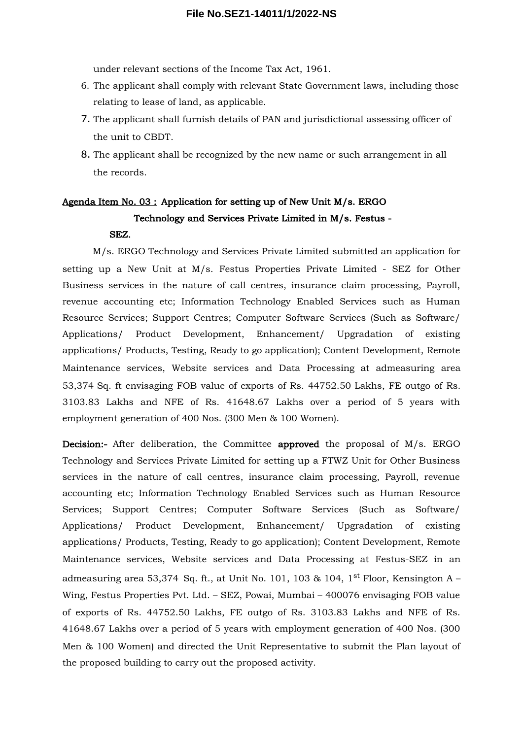under relevant sections of the Income Tax Act, 1961.

6. The applicant shall comply with relevant State Government laws, including those relating to lease of land, as applicable.
7. The applicant shall furnish details of PAN and jurisdictional assessing officer of the unit to CBDT.
8. The applicant shall be recognized by the new name or such arrangement in all the records.

**Agenda Item No. 03 : Application for setting up of New Unit M/s. ERGO Technology and Services Private Limited in M/s. Festus - SEZ.**

M/s. ERGO Technology and Services Private Limited submitted an application for setting up a New Unit at M/s. Festus Properties Private Limited - SEZ for Other Business services in the nature of call centres, insurance claim processing, Payroll, revenue accounting etc; Information Technology Enabled Services such as Human Resource Services; Support Centres; Computer Software Services (Such as Software/ Applications/ Product Development, Enhancement/ Upgradation of existing applications/ Products, Testing, Ready to go application); Content Development, Remote Maintenance services, Website services and Data Processing at admeasuring area 53,374 Sq. ft envisaging FOB value of exports of Rs. 44752.50 Lakhs, FE outgo of Rs. 3103.83 Lakhs and NFE of Rs. 41648.67 Lakhs over a period of 5 years with employment generation of 400 Nos. (300 Men & 100 Women).

**Decision:-** After deliberation, the Committee **approved** the proposal of M/s. ERGO Technology and Services Private Limited for setting up a FTWZ Unit for Other Business services in the nature of call centres, insurance claim processing, Payroll, revenue accounting etc; Information Technology Enabled Services such as Human Resource Services; Support Centres; Computer Software Services (Such as Software/ Applications/ Product Development, Enhancement/ Upgradation of existing applications/ Products, Testing, Ready to go application); Content Development, Remote Maintenance services, Website services and Data Processing at Festus-SEZ in an admeasuring area 53,374 Sq. ft., at Unit No. 101, 103 & 104, 1st Floor, Kensington A – Wing, Festus Properties Pvt. Ltd. – SEZ, Powai, Mumbai – 400076 envisaging FOB value of exports of Rs. 44752.50 Lakhs, FE outgo of Rs. 3103.83 Lakhs and NFE of Rs. 41648.67 Lakhs over a period of 5 years with employment generation of 400 Nos. (300 Men & 100 Women) and directed the Unit Representative to submit the Plan layout of the proposed building to carry out the proposed activity.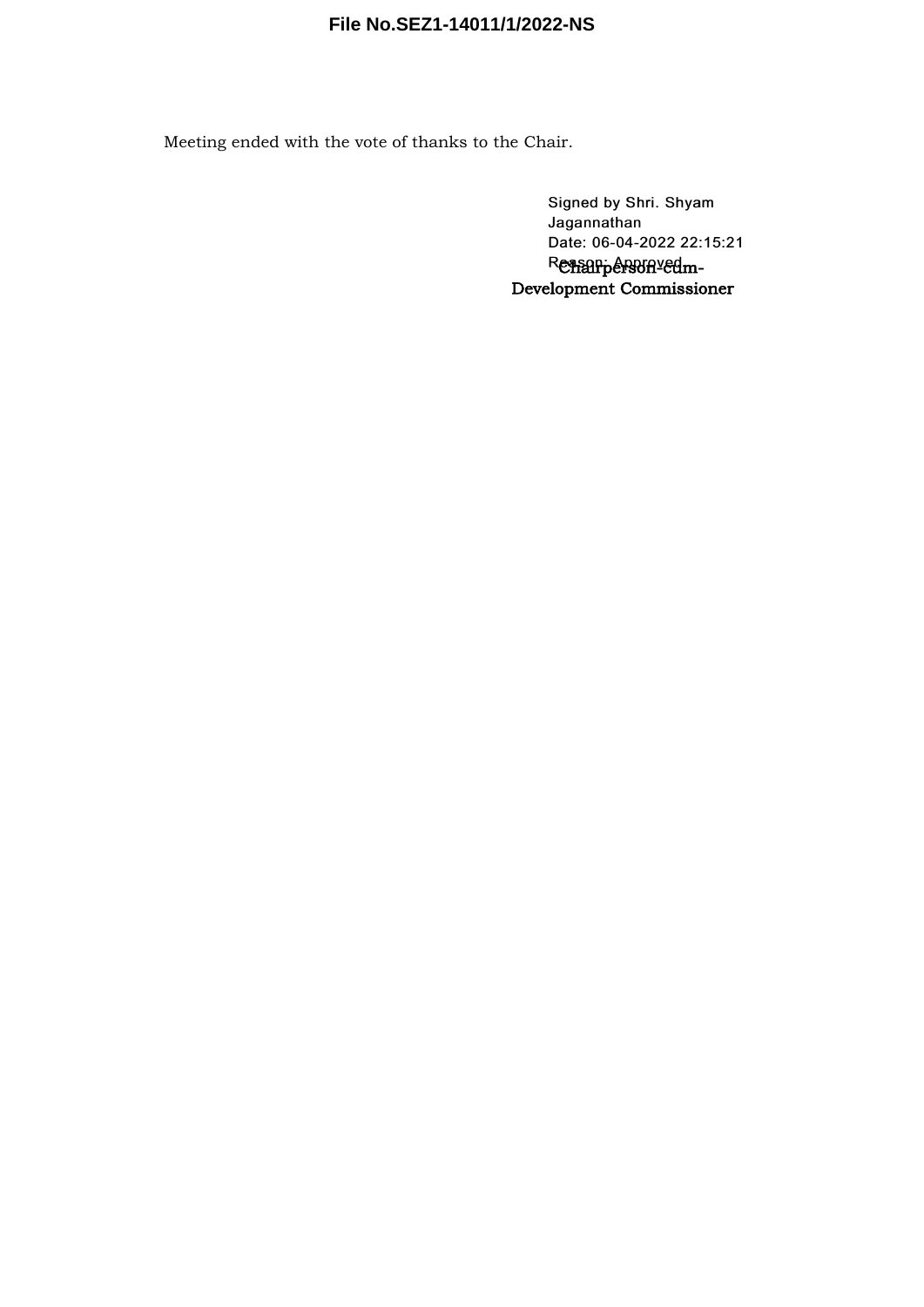Meeting ended with the vote of thanks to the Chair.

Signed by Shri. Shyam Jagannathan
Date: 06-04-2022 22:15:21
Reason: Approved

Chairperson-cum-
Development Commissioner